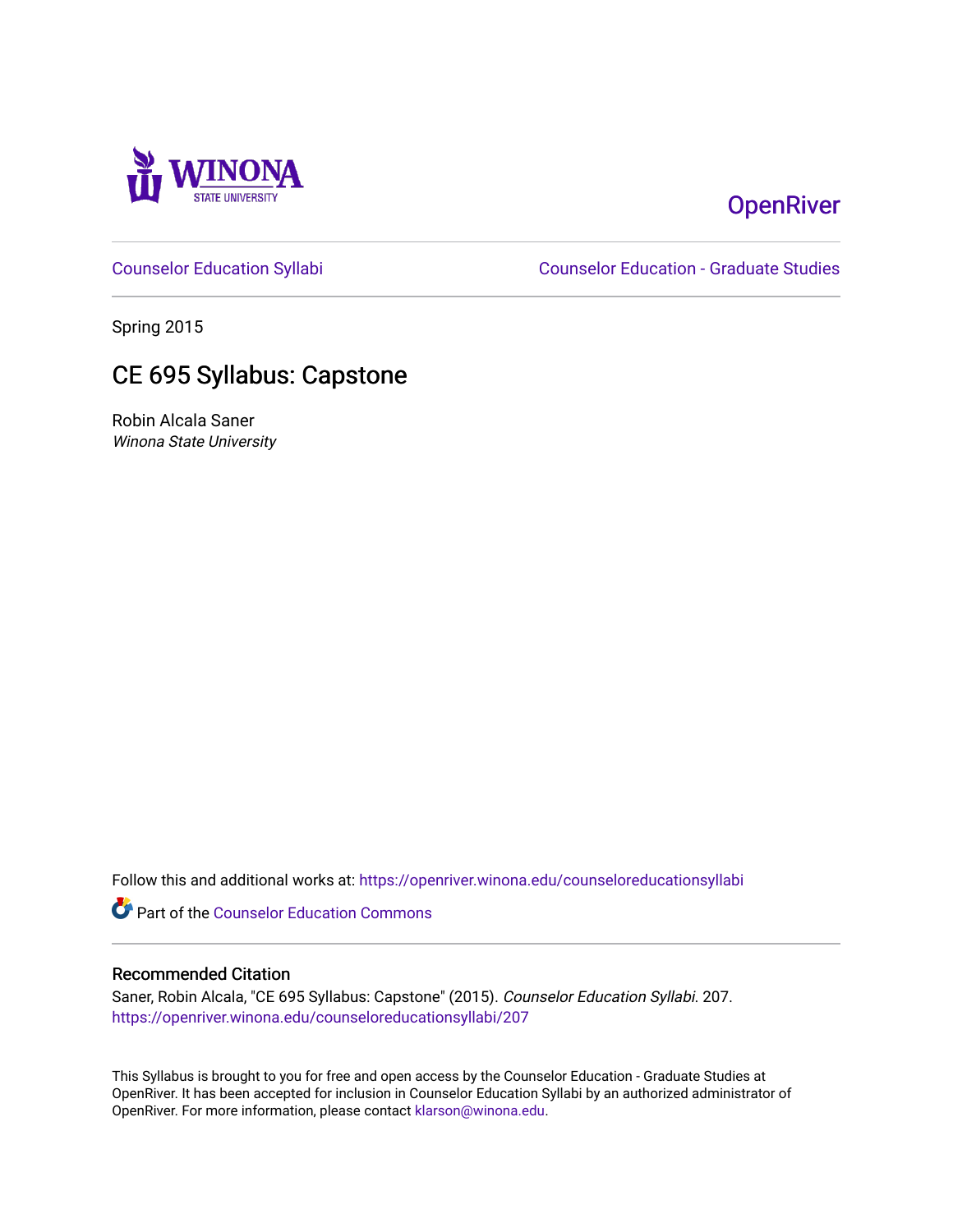Winona State University

OpenRiver

Counselor Education Syllabi | Counselor Education - Graduate Studies

Spring 2015

# CE 695 Syllabus: Capstone

Robin Alcala Saner

*Winona State University*

Follow this and additional works at: https://openriver.winona.edu/counseloreducationsyllabi

Part of the Counselor Education Commons

## Recommended Citation

Saner, Robin Alcala, "CE 695 Syllabus: Capstone" (2015). *Counselor Education Syllabi*. 207.
https://openriver.winona.edu/counseloreducationsyllabi/207

This Syllabus is brought to you for free and open access by the Counselor Education - Graduate Studies at OpenRiver. It has been accepted for inclusion in Counselor Education Syllabi by an authorized administrator of OpenRiver. For more information, please contact klarson@winona.edu.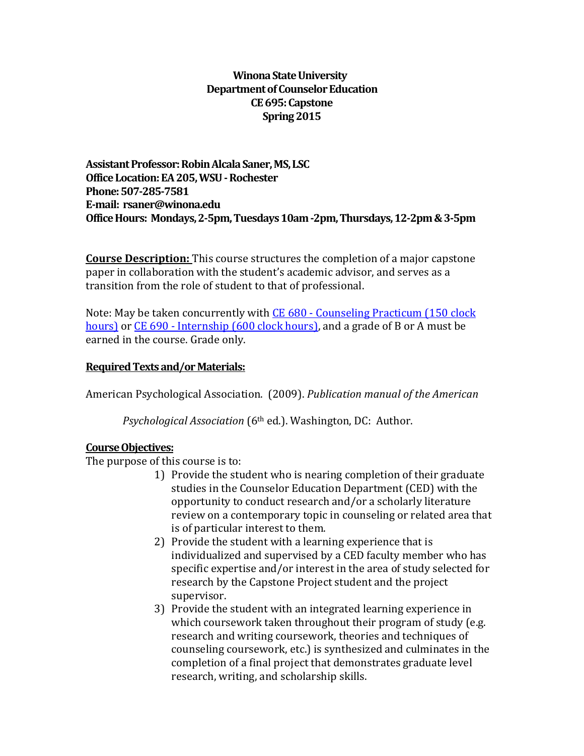**Winona State University**
**Department of Counselor Education**
**CE 695: Capstone**
**Spring 2015**

**Assistant Professor: Robin Alcala Saner, MS, LSC**
**Office Location: EA 205, WSU - Rochester**
**Phone: 507-285-7581**
**E-mail: rsaner@winona.edu**
**Office Hours: Mondays, 2-5pm, Tuesdays 10am -2pm, Thursdays, 12-2pm & 3-5pm**

**<u>Course Description:</u>** This course structures the completion of a major capstone paper in collaboration with the student's academic advisor, and serves as a transition from the role of student to that of professional.

Note: May be taken concurrently with CE 680 - Counseling Practicum (150 clock hours) or CE 690 - Internship (600 clock hours), and a grade of B or A must be earned in the course. Grade only.

**<u>Required Texts and/or Materials:</u>**

American Psychological Association. (2009). *Publication manual of the American Psychological Association* (6th ed.). Washington, DC: Author.

**<u>Course Objectives:</u>**

The purpose of this course is to:

1) Provide the student who is nearing completion of their graduate studies in the Counselor Education Department (CED) with the opportunity to conduct research and/or a scholarly literature review on a contemporary topic in counseling or related area that is of particular interest to them.
2) Provide the student with a learning experience that is individualized and supervised by a CED faculty member who has specific expertise and/or interest in the area of study selected for research by the Capstone Project student and the project supervisor.
3) Provide the student with an integrated learning experience in which coursework taken throughout their program of study (e.g. research and writing coursework, theories and techniques of counseling coursework, etc.) is synthesized and culminates in the completion of a final project that demonstrates graduate level research, writing, and scholarship skills.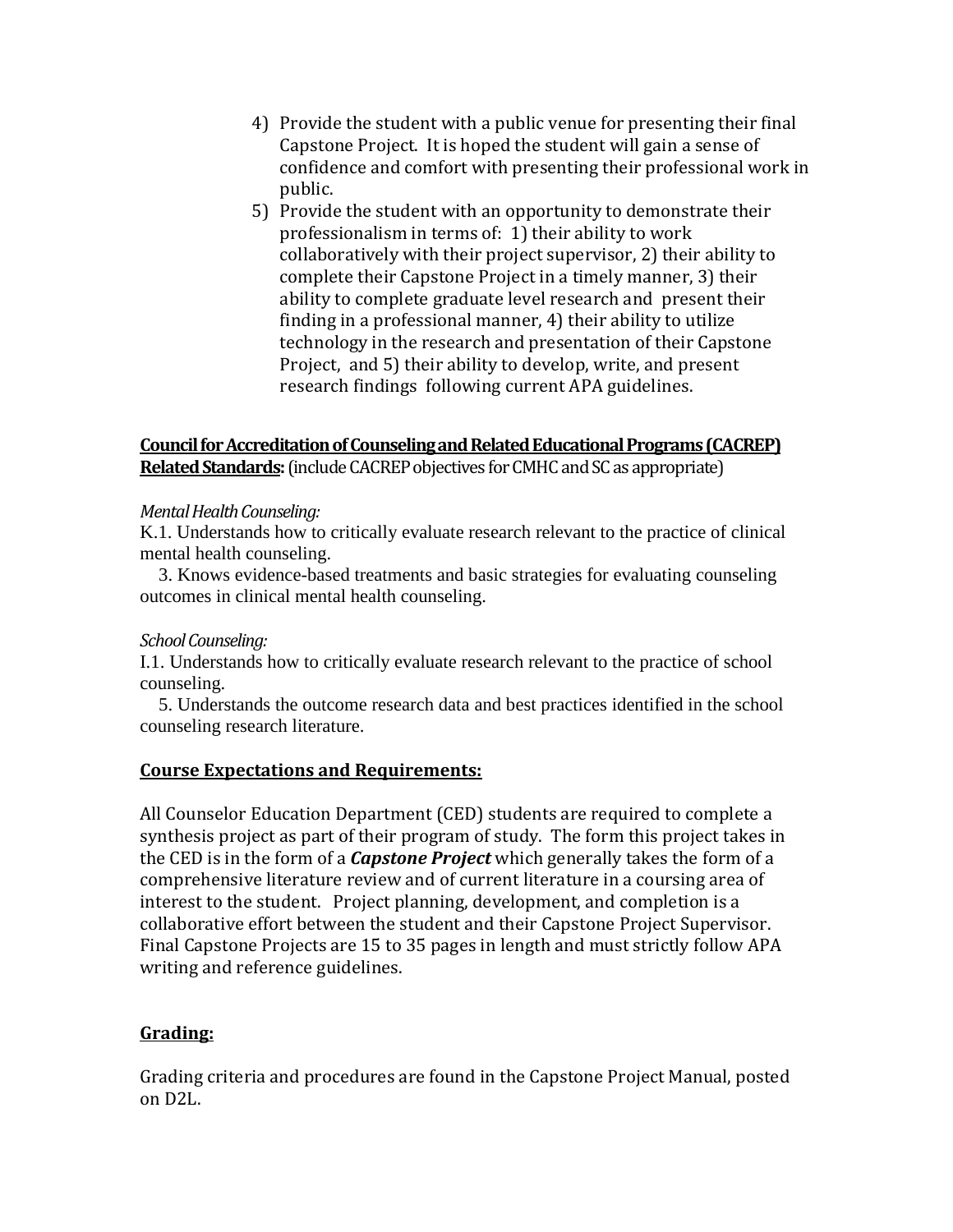4) Provide the student with a public venue for presenting their final Capstone Project. It is hoped the student will gain a sense of confidence and comfort with presenting their professional work in public.
5) Provide the student with an opportunity to demonstrate their professionalism in terms of: 1) their ability to work collaboratively with their project supervisor, 2) their ability to complete their Capstone Project in a timely manner, 3) their ability to complete graduate level research and present their finding in a professional manner, 4) their ability to utilize technology in the research and presentation of their Capstone Project, and 5) their ability to develop, write, and present research findings following current APA guidelines.

**Council for Accreditation of Counseling and Related Educational Programs (CACREP) Related Standards:** (include CACREP objectives for CMHC and SC as appropriate)

*Mental Health Counseling:*

K.1. Understands how to critically evaluate research relevant to the practice of clinical mental health counseling.

3. Knows evidence-based treatments and basic strategies for evaluating counseling outcomes in clinical mental health counseling.

*School Counseling:*

I.1. Understands how to critically evaluate research relevant to the practice of school counseling.

5. Understands the outcome research data and best practices identified in the school counseling research literature.

**Course Expectations and Requirements:**

All Counselor Education Department (CED) students are required to complete a synthesis project as part of their program of study. The form this project takes in the CED is in the form of a ***Capstone Project*** which generally takes the form of a comprehensive literature review and of current literature in a coursing area of interest to the student. Project planning, development, and completion is a collaborative effort between the student and their Capstone Project Supervisor. Final Capstone Projects are 15 to 35 pages in length and must strictly follow APA writing and reference guidelines.

**Grading:**

Grading criteria and procedures are found in the Capstone Project Manual, posted on D2L.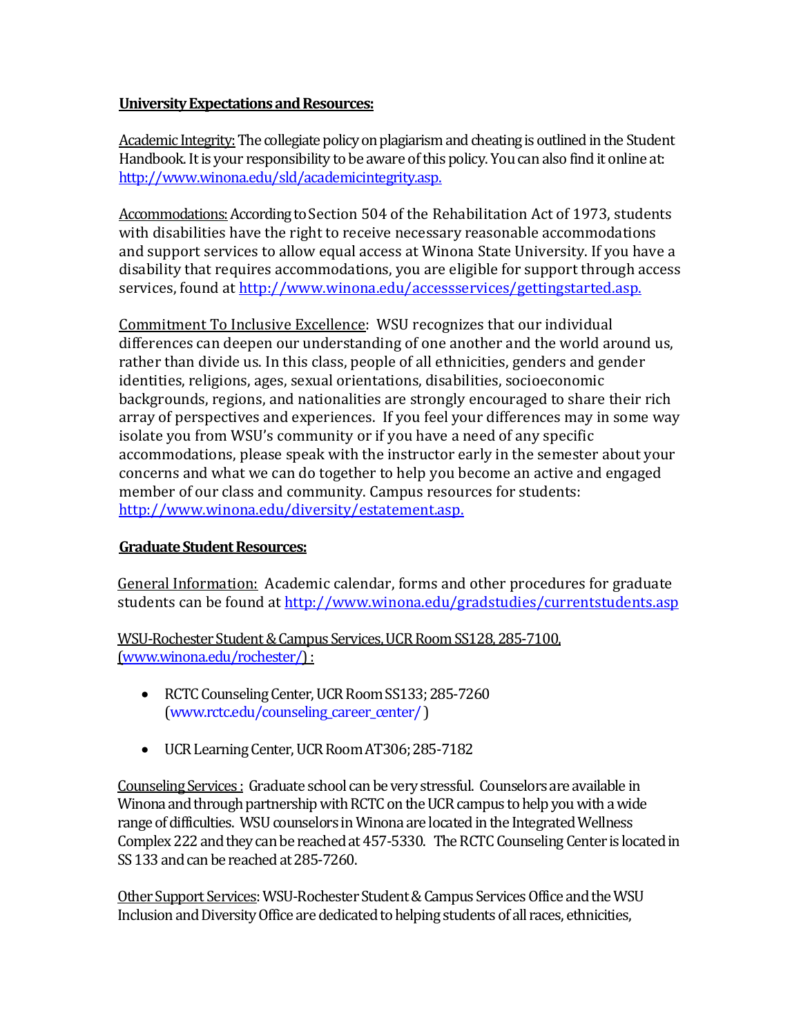**<u>University Expectations and Resources:</u>**

<u>Academic Integrity:</u> The collegiate policy on plagiarism and cheating is outlined in the Student Handbook. It is your responsibility to be aware of this policy. You can also find it online at: http://www.winona.edu/sld/academicintegrity.asp.

<u>Accommodations:</u> According to Section 504 of the Rehabilitation Act of 1973, students with disabilities have the right to receive necessary reasonable accommodations and support services to allow equal access at Winona State University. If you have a disability that requires accommodations, you are eligible for support through access services, found at http://www.winona.edu/accessservices/gettingstarted.asp.

<u>Commitment To Inclusive Excellence</u>: WSU recognizes that our individual differences can deepen our understanding of one another and the world around us, rather than divide us. In this class, people of all ethnicities, genders and gender identities, religions, ages, sexual orientations, disabilities, socioeconomic backgrounds, regions, and nationalities are strongly encouraged to share their rich array of perspectives and experiences. If you feel your differences may in some way isolate you from WSU's community or if you have a need of any specific accommodations, please speak with the instructor early in the semester about your concerns and what we can do together to help you become an active and engaged member of our class and community. Campus resources for students: http://www.winona.edu/diversity/estatement.asp.

**<u>Graduate Student Resources:</u>**

<u>General Information:</u> Academic calendar, forms and other procedures for graduate students can be found at http://www.winona.edu/gradstudies/currentstudents.asp

<u>WSU-Rochester Student & Campus Services, UCR Room SS128, 285-7100, (www.winona.edu/rochester/) :</u>

- RCTC Counseling Center, UCR Room SS133; 285-7260 (www.rctc.edu/counseling_career_center/ )
- UCR Learning Center, UCR Room AT306; 285-7182

<u>Counseling Services :</u> Graduate school can be very stressful. Counselors are available in Winona and through partnership with RCTC on the UCR campus to help you with a wide range of difficulties. WSU counselors in Winona are located in the Integrated Wellness Complex 222 and they can be reached at 457-5330. The RCTC Counseling Center is located in SS 133 and can be reached at 285-7260.

<u>Other Support Services</u>: WSU-Rochester Student & Campus Services Office and the WSU Inclusion and Diversity Office are dedicated to helping students of all races, ethnicities,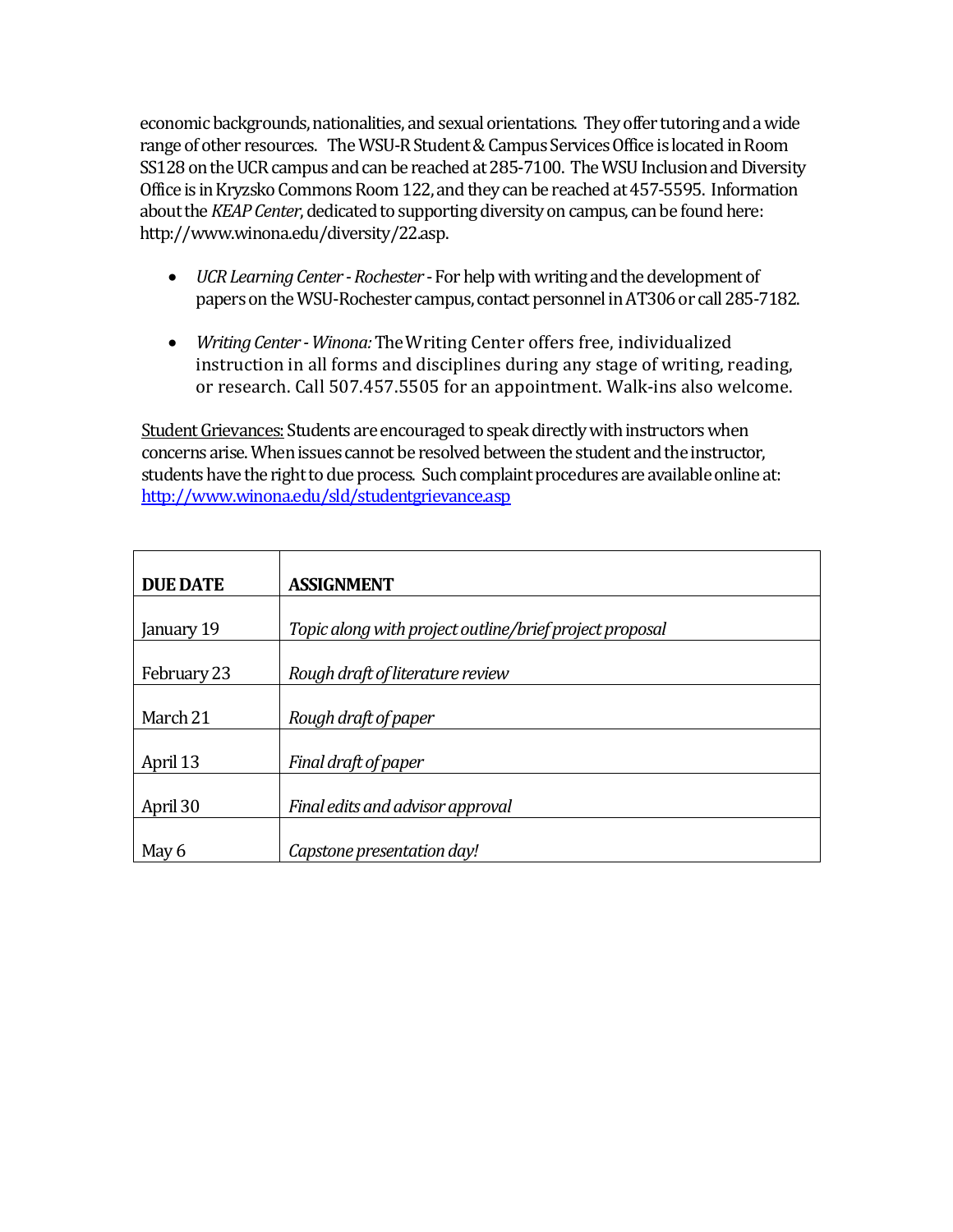economic backgrounds, nationalities, and sexual orientations. They offer tutoring and a wide range of other resources. The WSU-R Student & Campus Services Office is located in Room SS128 on the UCR campus and can be reached at 285-7100. The WSU Inclusion and Diversity Office is in Kryzsko Commons Room 122, and they can be reached at 457-5595. Information about the *KEAP Center*, dedicated to supporting diversity on campus, can be found here: http://www.winona.edu/diversity/22.asp.

- *UCR Learning Center - Rochester* - For help with writing and the development of papers on the WSU-Rochester campus, contact personnel in AT306 or call 285-7182.

- *Writing Center - Winona:* The Writing Center offers free, individualized instruction in all forms and disciplines during any stage of writing, reading, or research. Call 507.457.5505 for an appointment. Walk-ins also welcome.

<u>Student Grievances:</u> Students are encouraged to speak directly with instructors when concerns arise. When issues cannot be resolved between the student and the instructor, students have the right to due process. Such complaint procedures are available online at: http://www.winona.edu/sld/studentgrievance.asp

| **DUE DATE** | **ASSIGNMENT** |
|---|---|
| January 19 | *Topic along with project outline/brief project proposal* |
| February 23 | *Rough draft of literature review* |
| March 21 | *Rough draft of paper* |
| April 13 | *Final draft of paper* |
| April 30 | *Final edits and advisor approval* |
| May 6 | *Capstone presentation day!* |